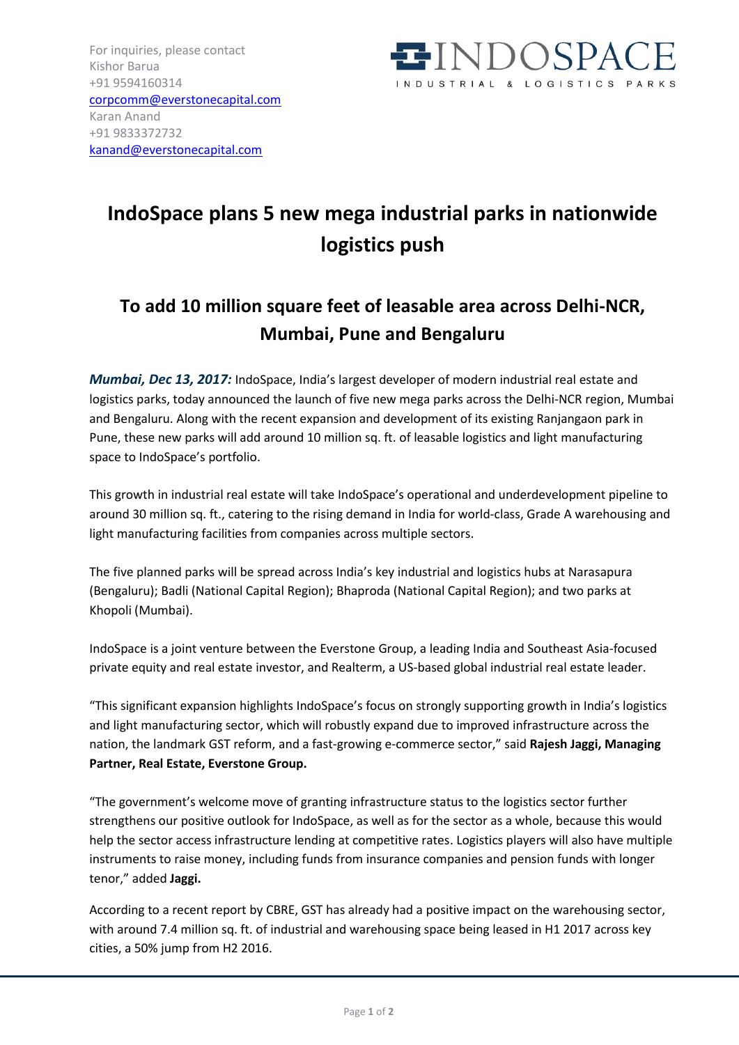For inquiries, please contact
Kishor Barua
+91 9594160314
corpcomm@everstonecapital.com
Karan Anand
+91 9833372732
kanand@everstonecapital.com

INDOSPACE
INDUSTRIAL & LOGISTICS PARKS

# IndoSpace plans 5 new mega industrial parks in nationwide logistics push

## To add 10 million square feet of leasable area across Delhi-NCR, Mumbai, Pune and Bengaluru

***Mumbai, Dec 13, 2017:*** IndoSpace, India's largest developer of modern industrial real estate and logistics parks, today announced the launch of five new mega parks across the Delhi-NCR region, Mumbai and Bengaluru. Along with the recent expansion and development of its existing Ranjangaon park in Pune, these new parks will add around 10 million sq. ft. of leasable logistics and light manufacturing space to IndoSpace's portfolio.

This growth in industrial real estate will take IndoSpace's operational and underdevelopment pipeline to around 30 million sq. ft., catering to the rising demand in India for world-class, Grade A warehousing and light manufacturing facilities from companies across multiple sectors.

The five planned parks will be spread across India's key industrial and logistics hubs at Narasapura (Bengaluru); Badli (National Capital Region); Bhaproda (National Capital Region); and two parks at Khopoli (Mumbai).

IndoSpace is a joint venture between the Everstone Group, a leading India and Southeast Asia-focused private equity and real estate investor, and Realterm, a US-based global industrial real estate leader.

"This significant expansion highlights IndoSpace's focus on strongly supporting growth in India's logistics and light manufacturing sector, which will robustly expand due to improved infrastructure across the nation, the landmark GST reform, and a fast-growing e-commerce sector," said **Rajesh Jaggi, Managing Partner, Real Estate, Everstone Group.**

"The government's welcome move of granting infrastructure status to the logistics sector further strengthens our positive outlook for IndoSpace, as well as for the sector as a whole, because this would help the sector access infrastructure lending at competitive rates. Logistics players will also have multiple instruments to raise money, including funds from insurance companies and pension funds with longer tenor," added **Jaggi.**

According to a recent report by CBRE, GST has already had a positive impact on the warehousing sector, with around 7.4 million sq. ft. of industrial and warehousing space being leased in H1 2017 across key cities, a 50% jump from H2 2016.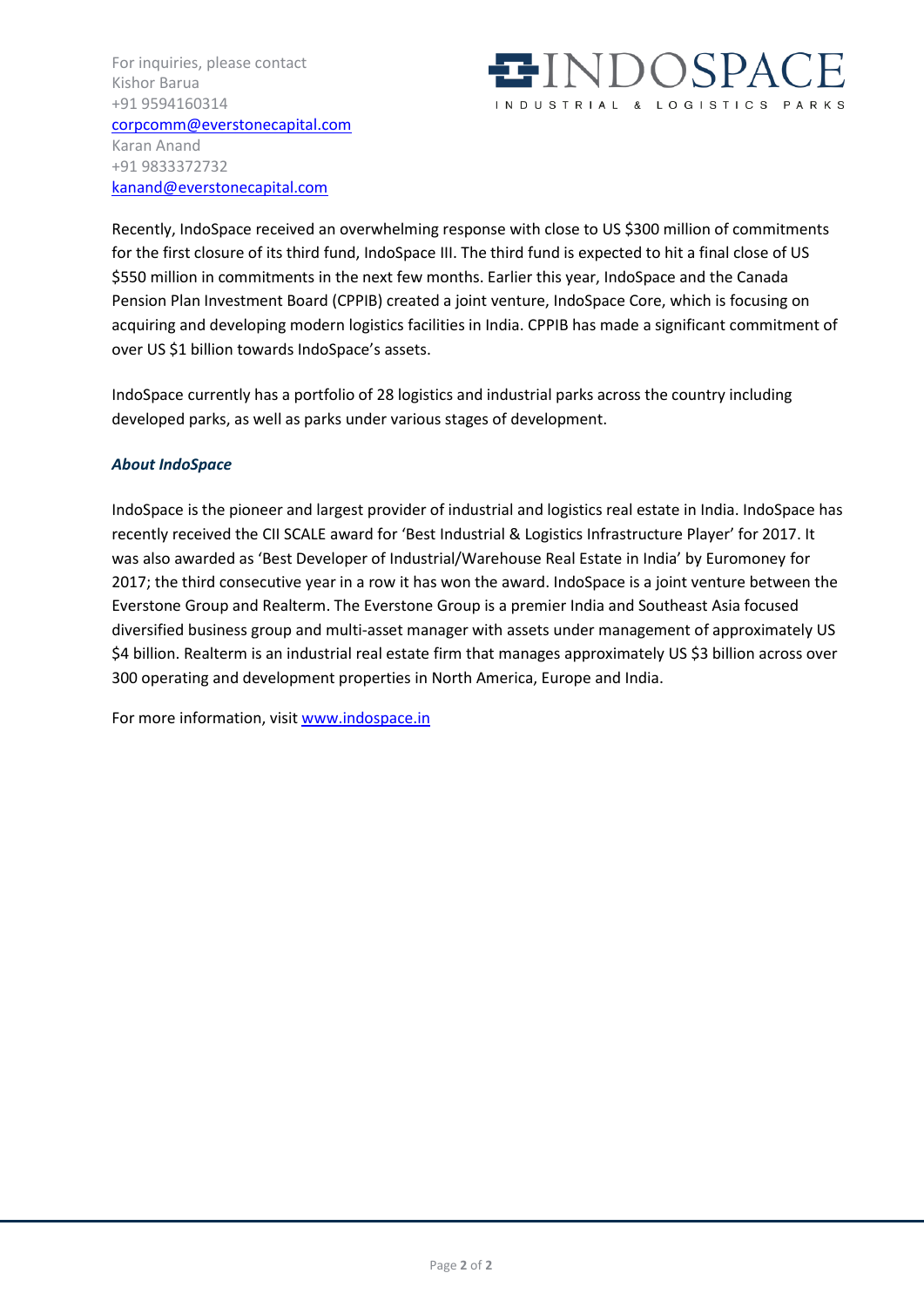For inquiries, please contact
Kishor Barua
+91 9594160314
corpcomm@everstonecapital.com
Karan Anand
+91 9833372732
kanand@everstonecapital.com

INDOSPACE
INDUSTRIAL & LOGISTICS PARKS

Recently, IndoSpace received an overwhelming response with close to US $300 million of commitments for the first closure of its third fund, IndoSpace III. The third fund is expected to hit a final close of US $550 million in commitments in the next few months. Earlier this year, IndoSpace and the Canada Pension Plan Investment Board (CPPIB) created a joint venture, IndoSpace Core, which is focusing on acquiring and developing modern logistics facilities in India. CPPIB has made a significant commitment of over US $1 billion towards IndoSpace's assets.

IndoSpace currently has a portfolio of 28 logistics and industrial parks across the country including developed parks, as well as parks under various stages of development.

### *About IndoSpace*

IndoSpace is the pioneer and largest provider of industrial and logistics real estate in India. IndoSpace has recently received the CII SCALE award for 'Best Industrial & Logistics Infrastructure Player' for 2017. It was also awarded as 'Best Developer of Industrial/Warehouse Real Estate in India' by Euromoney for 2017; the third consecutive year in a row it has won the award. IndoSpace is a joint venture between the Everstone Group and Realterm. The Everstone Group is a premier India and Southeast Asia focused diversified business group and multi-asset manager with assets under management of approximately US $4 billion. Realterm is an industrial real estate firm that manages approximately US $3 billion across over 300 operating and development properties in North America, Europe and India.

For more information, visit www.indospace.in